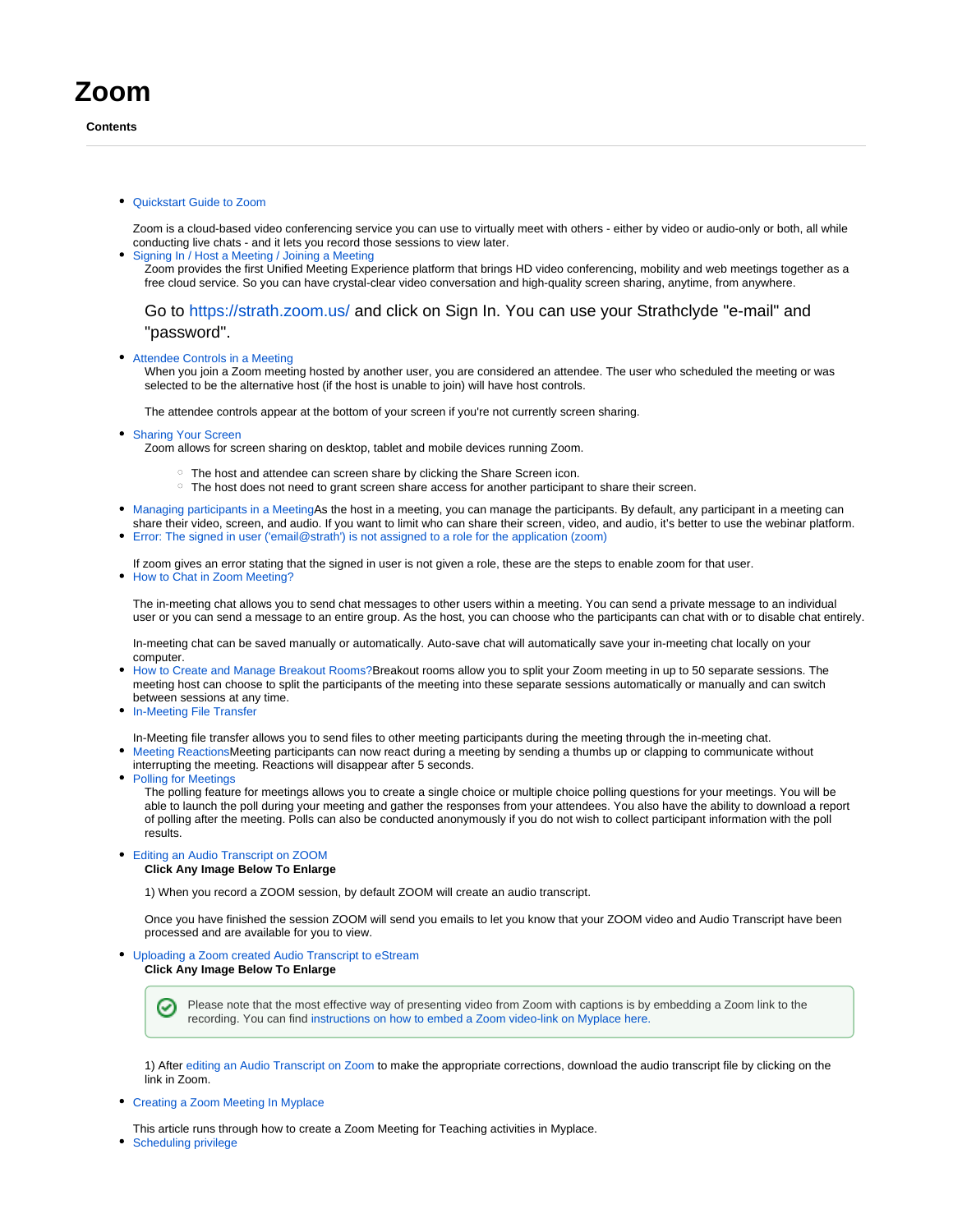# Zoom

**Contents**

---

- Quickstart Guide to Zoom

  Zoom is a cloud-based video conferencing service you can use to virtually meet with others - either by video or audio-only or both, all while conducting live chats - and it lets you record those sessions to view later.
- Signing In / Host a Meeting / Joining a Meeting

  Zoom provides the first Unified Meeting Experience platform that brings HD video conferencing, mobility and web meetings together as a free cloud service. So you can have crystal-clear video conversation and high-quality screen sharing, anytime, from anywhere.

  Go to https://strath.zoom.us/ and click on Sign In. You can use your Strathclyde "e-mail" and "password".

- Attendee Controls in a Meeting

  When you join a Zoom meeting hosted by another user, you are considered an attendee. The user who scheduled the meeting or was selected to be the alternative host (if the host is unable to join) will have host controls.

  The attendee controls appear at the bottom of your screen if you're not currently screen sharing.

- Sharing Your Screen

  Zoom allows for screen sharing on desktop, tablet and mobile devices running Zoom.

  - The host and attendee can screen share by clicking the Share Screen icon.
  - The host does not need to grant screen share access for another participant to share their screen.

- Managing participants in a MeetingAs the host in a meeting, you can manage the participants. By default, any participant in a meeting can share their video, screen, and audio. If you want to limit who can share their screen, video, and audio, it's better to use the webinar platform.
- Error: The signed in user ('email@strath') is not assigned to a role for the application (zoom)

  If zoom gives an error stating that the signed in user is not given a role, these are the steps to enable zoom for that user.
- How to Chat in Zoom Meeting?

  The in-meeting chat allows you to send chat messages to other users within a meeting. You can send a private message to an individual user or you can send a message to an entire group. As the host, you can choose who the participants can chat with or to disable chat entirely.

  In-meeting chat can be saved manually or automatically. Auto-save chat will automatically save your in-meeting chat locally on your computer.
- How to Create and Manage Breakout Rooms?Breakout rooms allow you to split your Zoom meeting in up to 50 separate sessions. The meeting host can choose to split the participants of the meeting into these separate sessions automatically or manually and can switch between sessions at any time.
- In-Meeting File Transfer

  In-Meeting file transfer allows you to send files to other meeting participants during the meeting through the in-meeting chat.
- Meeting ReactionsMeeting participants can now react during a meeting by sending a thumbs up or clapping to communicate without interrupting the meeting. Reactions will disappear after 5 seconds.
- Polling for Meetings

  The polling feature for meetings allows you to create a single choice or multiple choice polling questions for your meetings. You will be able to launch the poll during your meeting and gather the responses from your attendees. You also have the ability to download a report of polling after the meeting. Polls can also be conducted anonymously if you do not wish to collect participant information with the poll results.

- Editing an Audio Transcript on ZOOM

  **Click Any Image Below To Enlarge**

  1) When you record a ZOOM session, by default ZOOM will create an audio transcript.

  Once you have finished the session ZOOM will send you emails to let you know that your ZOOM video and Audio Transcript have been processed and are available for you to view.

- Uploading a Zoom created Audio Transcript to eStream

  **Click Any Image Below To Enlarge**

  > Please note that the most effective way of presenting video from Zoom with captions is by embedding a Zoom link to the recording. You can find instructions on how to embed a Zoom video-link on Myplace here.

  1) After editing an Audio Transcript on Zoom to make the appropriate corrections, download the audio transcript file by clicking on the link in Zoom.

- Creating a Zoom Meeting In Myplace

  This article runs through how to create a Zoom Meeting for Teaching activities in Myplace.
- Scheduling privilege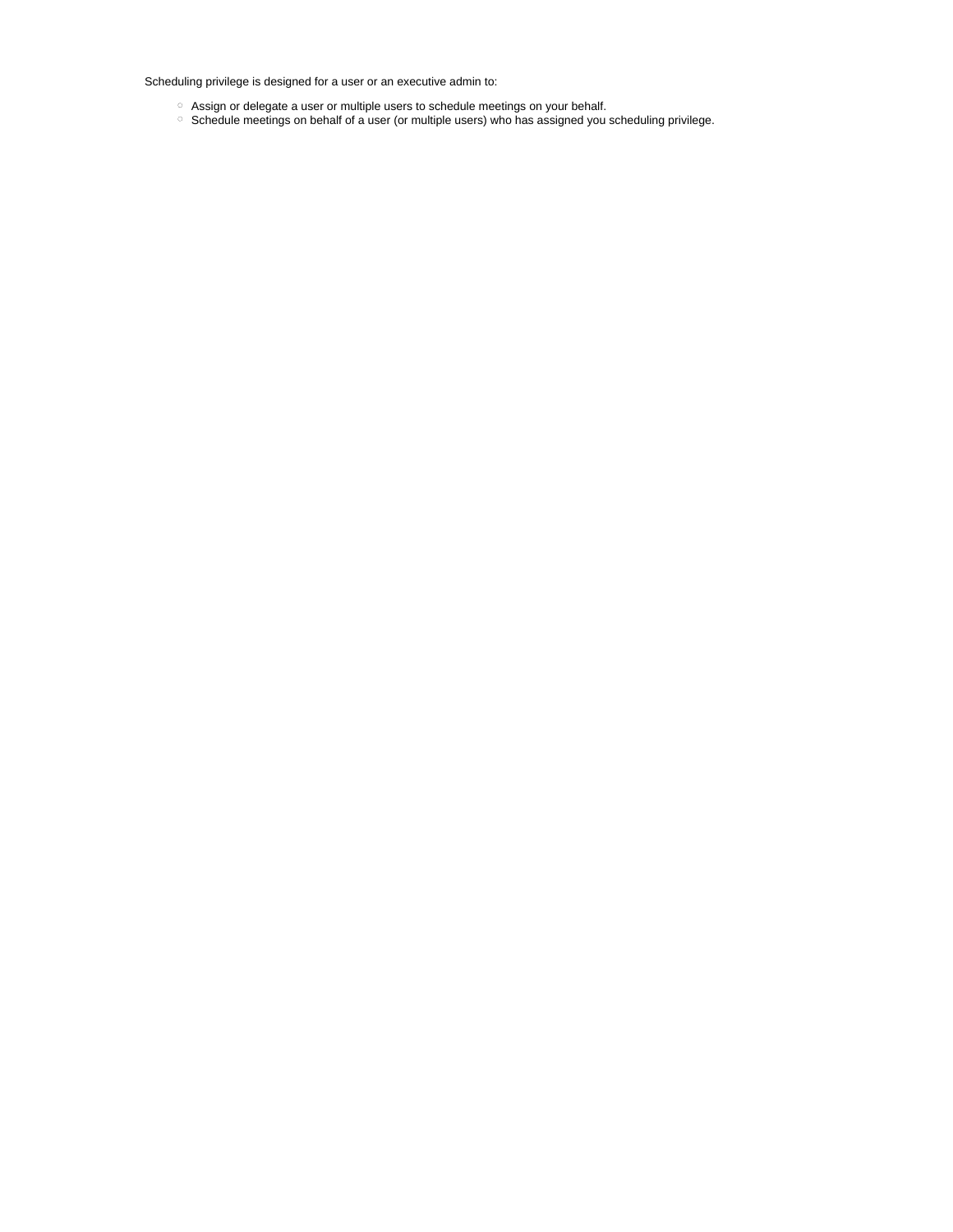Scheduling privilege is designed for a user or an executive admin to:

- Assign or delegate a user or multiple users to schedule meetings on your behalf.
- Schedule meetings on behalf of a user (or multiple users) who has assigned you scheduling privilege.